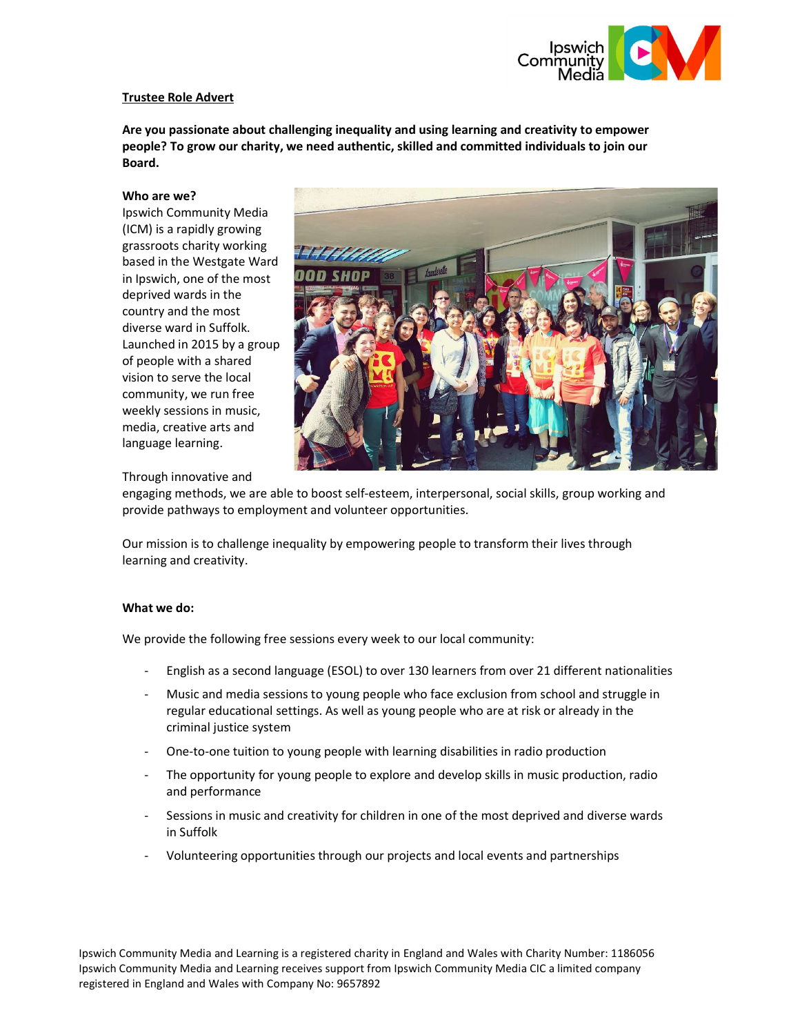**Trustee Role Advert**

**Are you passionate about challenging inequality and using learning and creativity to empower people? To grow our charity, we need authentic, skilled and committed individuals to join our Board.**

**Who are we?**

Ipswich Community Media (ICM) is a rapidly growing grassroots charity working based in the Westgate Ward in Ipswich, one of the most deprived wards in the country and the most diverse ward in Suffolk. Launched in 2015 by a group of people with a shared vision to serve the local community, we run free weekly sessions in music, media, creative arts and language learning.

Through innovative and engaging methods, we are able to boost self-esteem, interpersonal, social skills, group working and provide pathways to employment and volunteer opportunities.

Our mission is to challenge inequality by empowering people to transform their lives through learning and creativity.

**What we do:**

We provide the following free sessions every week to our local community:

- English as a second language (ESOL) to over 130 learners from over 21 different nationalities
- Music and media sessions to young people who face exclusion from school and struggle in regular educational settings. As well as young people who are at risk or already in the criminal justice system
- One-to-one tuition to young people with learning disabilities in radio production
- The opportunity for young people to explore and develop skills in music production, radio and performance
- Sessions in music and creativity for children in one of the most deprived and diverse wards in Suffolk
- Volunteering opportunities through our projects and local events and partnerships

Ipswich Community Media and Learning is a registered charity in England and Wales with Charity Number: 1186056
Ipswich Community Media and Learning receives support from Ipswich Community Media CIC a limited company registered in England and Wales with Company No: 9657892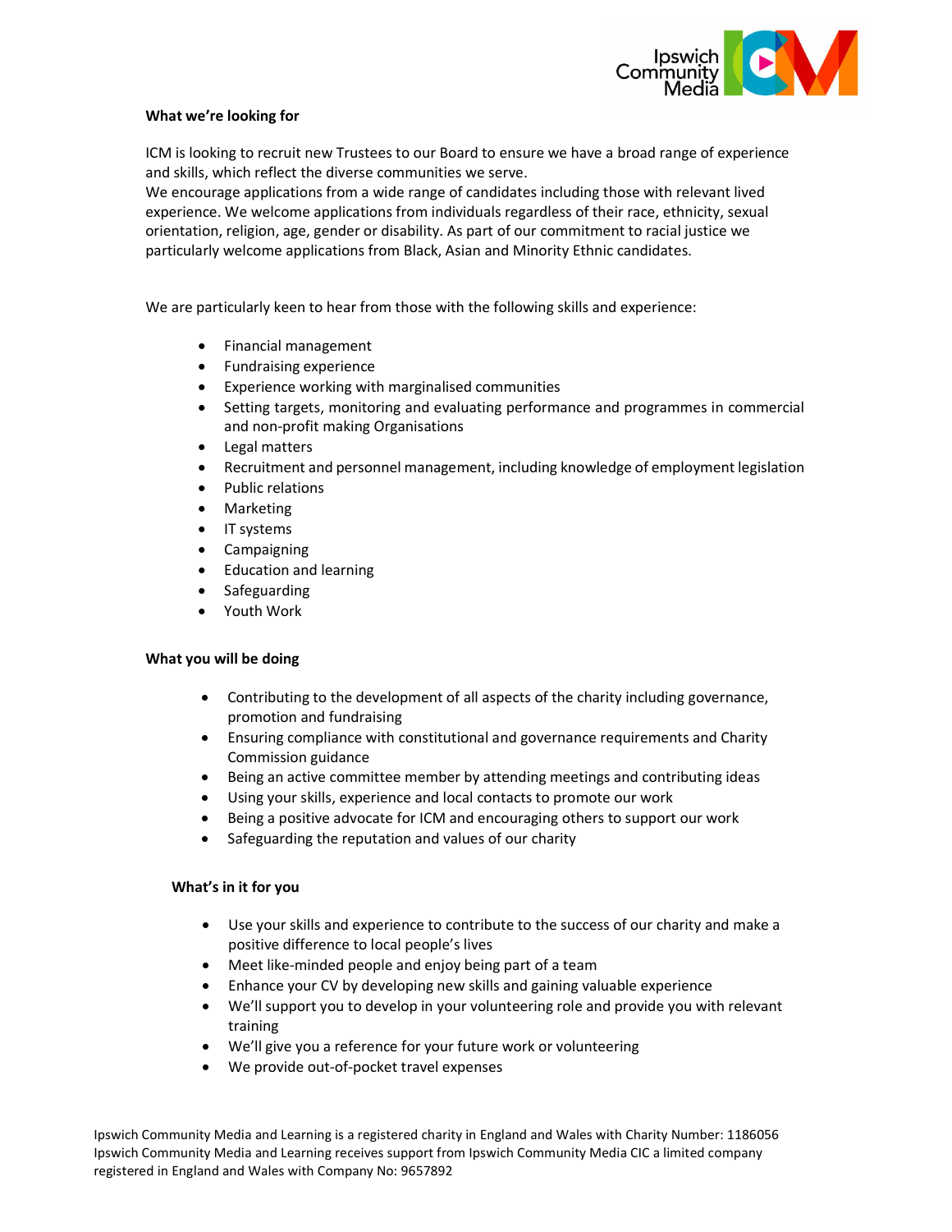### What we're looking for

ICM is looking to recruit new Trustees to our Board to ensure we have a broad range of experience and skills, which reflect the diverse communities we serve.
We encourage applications from a wide range of candidates including those with relevant lived experience. We welcome applications from individuals regardless of their race, ethnicity, sexual orientation, religion, age, gender or disability. As part of our commitment to racial justice we particularly welcome applications from Black, Asian and Minority Ethnic candidates.

We are particularly keen to hear from those with the following skills and experience:

- Financial management
- Fundraising experience
- Experience working with marginalised communities
- Setting targets, monitoring and evaluating performance and programmes in commercial and non-profit making Organisations
- Legal matters
- Recruitment and personnel management, including knowledge of employment legislation
- Public relations
- Marketing
- IT systems
- Campaigning
- Education and learning
- Safeguarding
- Youth Work

### What you will be doing

- Contributing to the development of all aspects of the charity including governance, promotion and fundraising
- Ensuring compliance with constitutional and governance requirements and Charity Commission guidance
- Being an active committee member by attending meetings and contributing ideas
- Using your skills, experience and local contacts to promote our work
- Being a positive advocate for ICM and encouraging others to support our work
- Safeguarding the reputation and values of our charity

### What's in it for you

- Use your skills and experience to contribute to the success of our charity and make a positive difference to local people's lives
- Meet like-minded people and enjoy being part of a team
- Enhance your CV by developing new skills and gaining valuable experience
- We'll support you to develop in your volunteering role and provide you with relevant training
- We'll give you a reference for your future work or volunteering
- We provide out-of-pocket travel expenses

Ipswich Community Media and Learning is a registered charity in England and Wales with Charity Number: 1186056
Ipswich Community Media and Learning receives support from Ipswich Community Media CIC a limited company registered in England and Wales with Company No: 9657892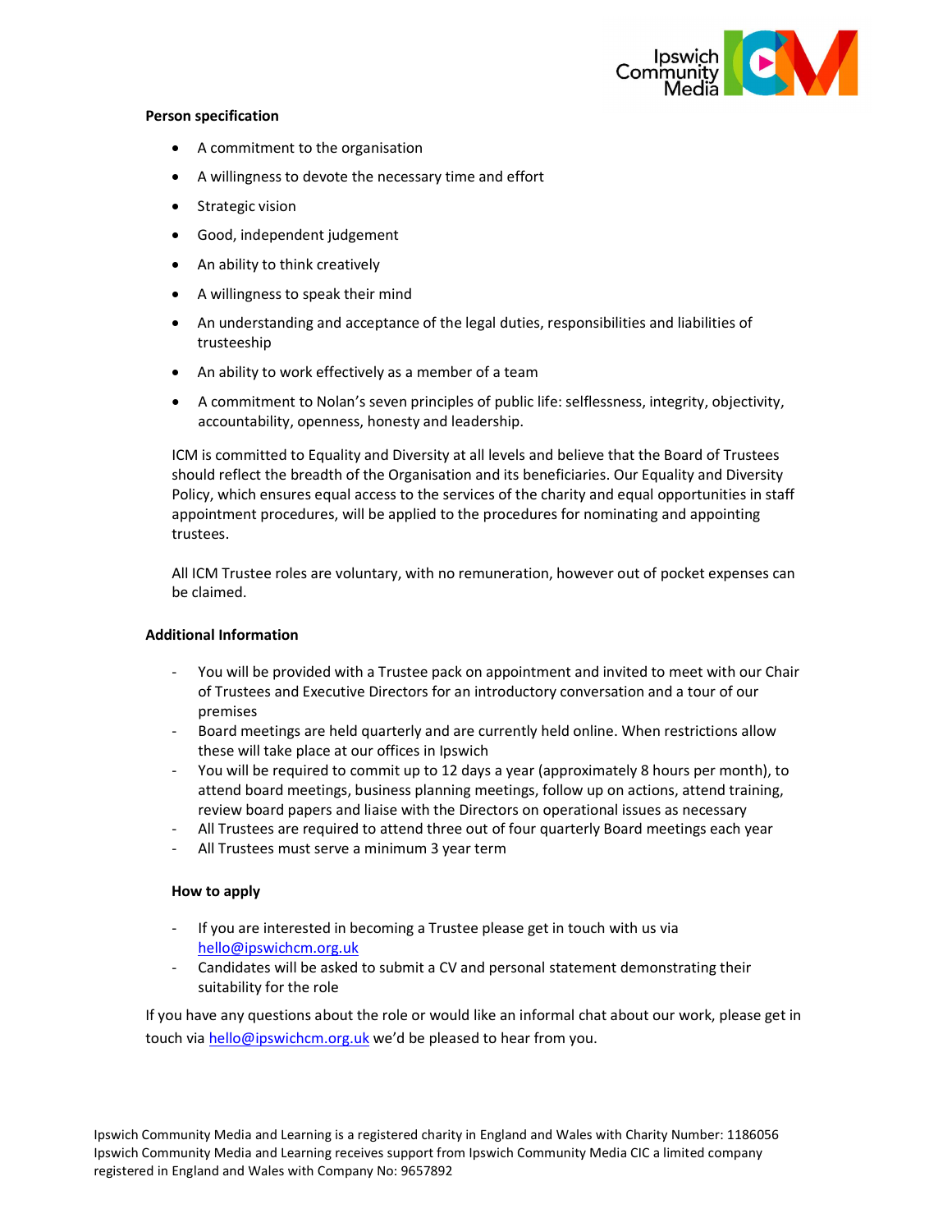**Person specification**

- A commitment to the organisation
- A willingness to devote the necessary time and effort
- Strategic vision
- Good, independent judgement
- An ability to think creatively
- A willingness to speak their mind
- An understanding and acceptance of the legal duties, responsibilities and liabilities of trusteeship
- An ability to work effectively as a member of a team
- A commitment to Nolan's seven principles of public life: selflessness, integrity, objectivity, accountability, openness, honesty and leadership.

ICM is committed to Equality and Diversity at all levels and believe that the Board of Trustees should reflect the breadth of the Organisation and its beneficiaries. Our Equality and Diversity Policy, which ensures equal access to the services of the charity and equal opportunities in staff appointment procedures, will be applied to the procedures for nominating and appointing trustees.

All ICM Trustee roles are voluntary, with no remuneration, however out of pocket expenses can be claimed.

**Additional Information**

- You will be provided with a Trustee pack on appointment and invited to meet with our Chair of Trustees and Executive Directors for an introductory conversation and a tour of our premises
- Board meetings are held quarterly and are currently held online. When restrictions allow these will take place at our offices in Ipswich
- You will be required to commit up to 12 days a year (approximately 8 hours per month), to attend board meetings, business planning meetings, follow up on actions, attend training, review board papers and liaise with the Directors on operational issues as necessary
- All Trustees are required to attend three out of four quarterly Board meetings each year
- All Trustees must serve a minimum 3 year term

**How to apply**

- If you are interested in becoming a Trustee please get in touch with us via hello@ipswichcm.org.uk
- Candidates will be asked to submit a CV and personal statement demonstrating their suitability for the role

If you have any questions about the role or would like an informal chat about our work, please get in touch via hello@ipswichcm.org.uk we'd be pleased to hear from you.

Ipswich Community Media and Learning is a registered charity in England and Wales with Charity Number: 1186056
Ipswich Community Media and Learning receives support from Ipswich Community Media CIC a limited company registered in England and Wales with Company No: 9657892